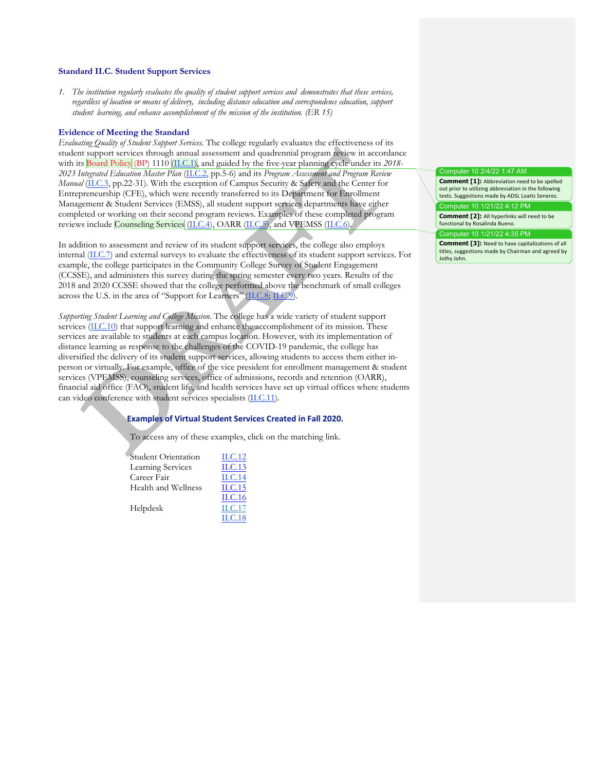## Standard II.C. Student Support Services

1. *The institution regularly evaluates the quality of student support services and demonstrates that these services, regardless of location or means of delivery, including distance education and correspondence education, support student learning, and enhance accomplishment of the mission of the institution.* (ER 15)

### Evidence of Meeting the Standard

*Evaluating Quality of Student Support Services.* The college regularly evaluates the effectiveness of its student support services through annual assessment and quadrennial program review in accordance with its Board Policy (BP) 1110 (II.C.1), and guided by the five-year planning cycle under its *2018-2023 Integrated Education Master Plan* (II.C.2, pp.5-6) and its *Program Assessment and Program Review Manual* (II.C.3, pp.22-31). With the exception of Campus Security & Safety and the Center for Entrepreneurship (CFE), which were recently transferred to its Department for Enrollment Management & Student Services (EMSS), all student support services departments have either completed or working on their second program reviews. Examples of these completed program reviews include Counseling Services (II.C.4), OARR (II.C.5), and VPEMSS (II.C.6).

In addition to assessment and review of its student support services, the college also employs internal (II.C.7) and external surveys to evaluate the effectiveness of its student support services. For example, the college participates in the Community College Survey of Student Engagement (CCSSE), and administers this survey during the spring semester every two years. Results of the 2018 and 2020 CCSSE showed that the college performed above the benchmark of small colleges across the U.S. in the area of "Support for Learners" (II.C.8; II.C.9).

*Supporting Student Learning and College Mission.* The college has a wide variety of student support services (II.C.10) that support learning and enhance the accomplishment of its mission. These services are available to students at each campus location. However, with its implementation of distance learning as response to the challenges of the COVID-19 pandemic, the college has diversified the delivery of its student support services, allowing students to access them either in-person or virtually. For example, office of the vice president for enrollment management & student services (VPEMSS), counseling services, office of admissions, records and retention (OARR), financial aid office (FAO), student life, and health services have set up virtual offices where students can video conference with student services specialists (II.C.11).

**Examples of Virtual Student Services Created in Fall 2020.**

To access any of these examples, click on the matching link.

| | |
|---|---|
| Student Orientation | II.C.12 |
| Learning Services | II.C.13 |
| Career Fair | II.C.14 |
| Health and Wellness | II.C.15 |
| | II.C.16 |
| Helpdesk | II.C.17 |
| | II.C.18 |

Computer 10 2/4/22 1:47 AM
**Comment [1]:** Abbreviation need to be spelled out prior to utilizing abbreviation in the following texts. Suggestions made by ADSL Loatis Seneres.

Computer 10 1/21/22 4:12 PM
**Comment [2]:** All hyperlinks will need to be functional by Rosalinda Bueno.

Computer 10 1/21/22 4:35 PM
**Comment [3]:** Need to have capitalizations of all titles, suggestions made by Chairman and agreed by Jothy John.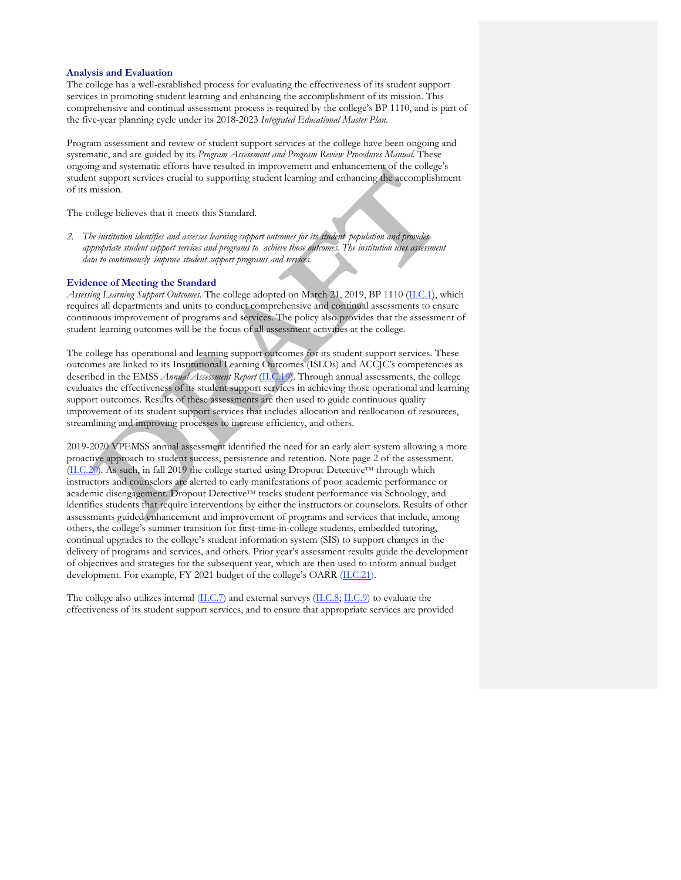### Analysis and Evaluation

The college has a well-established process for evaluating the effectiveness of its student support services in promoting student learning and enhancing the accomplishment of its mission. This comprehensive and continual assessment process is required by the college's BP 1110, and is part of the five-year planning cycle under its 2018-2023 *Integrated Educational Master Plan*.

Program assessment and review of student support services at the college have been ongoing and systematic, and are guided by its *Program Assessment and Program Review Procedures Manual*. These ongoing and systematic efforts have resulted in improvement and enhancement of the college's student support services crucial to supporting student learning and enhancing the accomplishment of its mission.

The college believes that it meets this Standard.

2. *The institution identifies and assesses learning support outcomes for its student population and provides appropriate student support services and programs to achieve those outcomes. The institution uses assessment data to continuously improve student support programs and services.*

### Evidence of Meeting the Standard

*Assessing Learning Support Outcomes.* The college adopted on March 21, 2019, BP 1110 (II.C.1), which requires all departments and units to conduct comprehensive and continual assessments to ensure continuous improvement of programs and services. The policy also provides that the assessment of student learning outcomes will be the focus of all assessment activities at the college.

The college has operational and learning support outcomes for its student support services. These outcomes are linked to its Institutional Learning Outcomes (ISLOs) and ACCJC's competencies as described in the EMSS *Annual Assessment Report* (II.C.19). Through annual assessments, the college evaluates the effectiveness of its student support services in achieving those operational and learning support outcomes. Results of these assessments are then used to guide continuous quality improvement of its student support services that includes allocation and reallocation of resources, streamlining and improving processes to increase efficiency, and others.

2019-2020 VPEMSS annual assessment identified the need for an early alert system allowing a more proactive approach to student success, persistence and retention. Note page 2 of the assessment. (II.C.20). As such, in fall 2019 the college started using Dropout Detective™ through which instructors and counselors are alerted to early manifestations of poor academic performance or academic disengagement. Dropout Detective™ tracks student performance via Schoology, and identifies students that require interventions by either the instructors or counselors. Results of other assessments guided enhancement and improvement of programs and services that include, among others, the college's summer transition for first-time-in-college students, embedded tutoring, continual upgrades to the college's student information system (SIS) to support changes in the delivery of programs and services, and others. Prior year's assessment results guide the development of objectives and strategies for the subsequent year, which are then used to inform annual budget development. For example, FY 2021 budget of the college's OARR (II.C.21).

The college also utilizes internal (II.C.7) and external surveys (II.C.8; II.C.9) to evaluate the effectiveness of its student support services, and to ensure that appropriate services are provided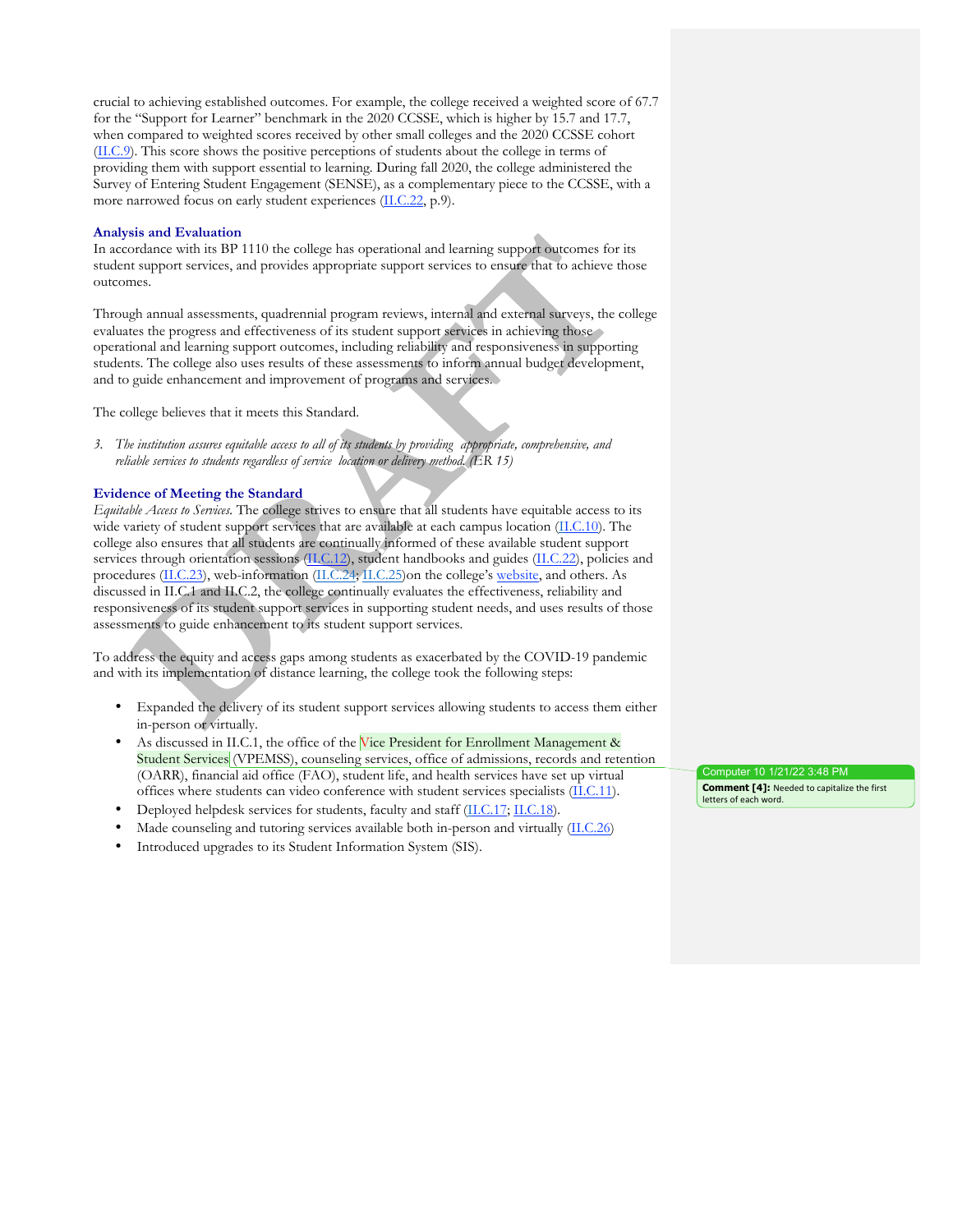crucial to achieving established outcomes. For example, the college received a weighted score of 67.7 for the "Support for Learner" benchmark in the 2020 CCSSE, which is higher by 15.7 and 17.7, when compared to weighted scores received by other small colleges and the 2020 CCSSE cohort (II.C.9). This score shows the positive perceptions of students about the college in terms of providing them with support essential to learning. During fall 2020, the college administered the Survey of Entering Student Engagement (SENSE), as a complementary piece to the CCSSE, with a more narrowed focus on early student experiences (II.C.22, p.9).

### Analysis and Evaluation

In accordance with its BP 1110 the college has operational and learning support outcomes for its student support services, and provides appropriate support services to ensure that to achieve those outcomes.

Through annual assessments, quadrennial program reviews, internal and external surveys, the college evaluates the progress and effectiveness of its student support services in achieving those operational and learning support outcomes, including reliability and responsiveness in supporting students. The college also uses results of these assessments to inform annual budget development, and to guide enhancement and improvement of programs and services.

The college believes that it meets this Standard.

3. *The institution assures equitable access to all of its students by providing appropriate, comprehensive, and reliable services to students regardless of service location or delivery method. (ER 15)*

### Evidence of Meeting the Standard

*Equitable Access to Services.* The college strives to ensure that all students have equitable access to its wide variety of student support services that are available at each campus location (II.C.10). The college also ensures that all students are continually informed of these available student support services through orientation sessions (II.C.12), student handbooks and guides (II.C.22), policies and procedures (II.C.23), web-information (II.C.24; II.C.25)on the college's website, and others. As discussed in II.C.1 and II.C.2, the college continually evaluates the effectiveness, reliability and responsiveness of its student support services in supporting student needs, and uses results of those assessments to guide enhancement to its student support services.

To address the equity and access gaps among students as exacerbated by the COVID-19 pandemic and with its implementation of distance learning, the college took the following steps:

- Expanded the delivery of its student support services allowing students to access them either in-person or virtually.
- As discussed in II.C.1, the office of the Vice President for Enrollment Management & Student Services (VPEMSS), counseling services, office of admissions, records and retention (OARR), financial aid office (FAO), student life, and health services have set up virtual offices where students can video conference with student services specialists (II.C.11).
- Deployed helpdesk services for students, faculty and staff (II.C.17; II.C.18).
- Made counseling and tutoring services available both in-person and virtually (II.C.26)
- Introduced upgrades to its Student Information System (SIS).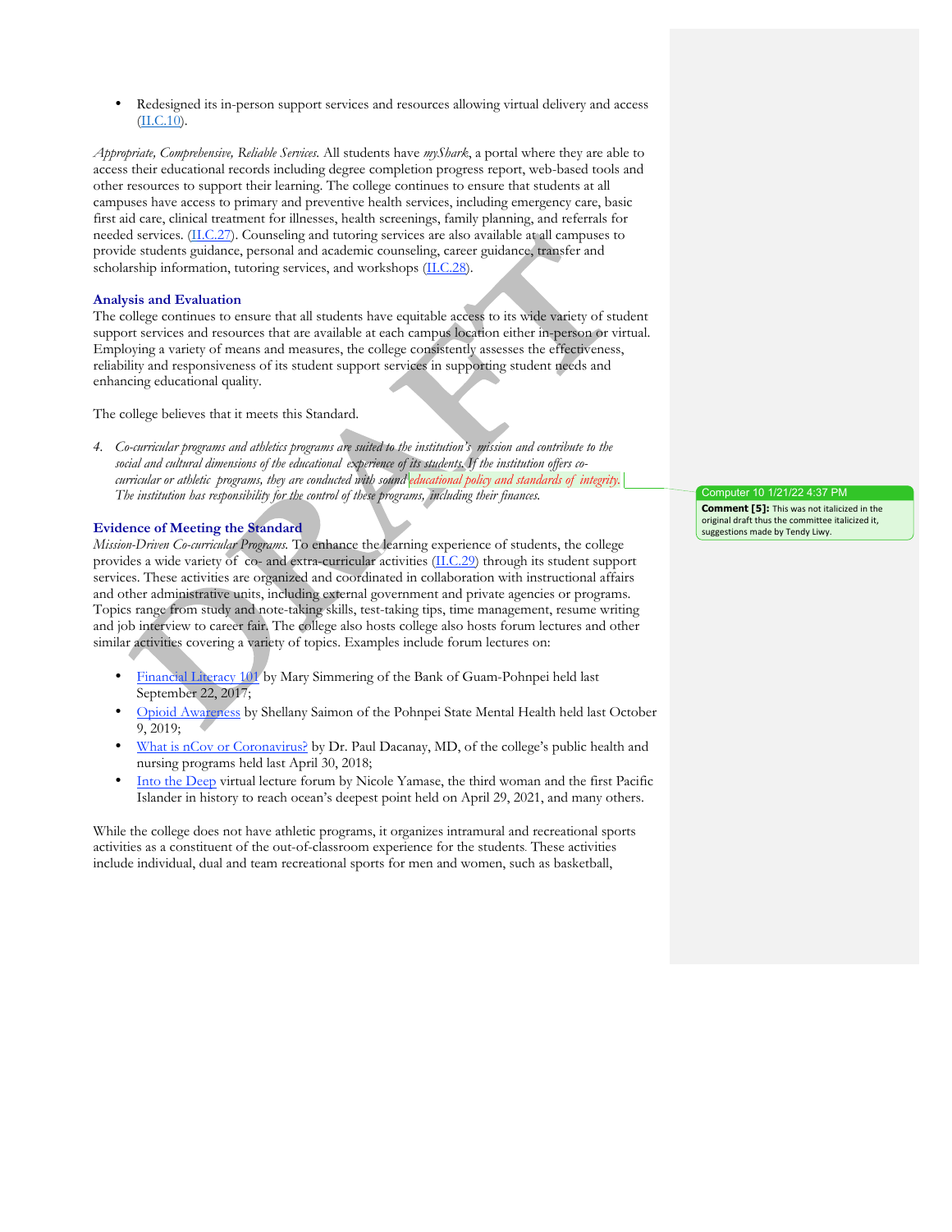- Redesigned its in-person support services and resources allowing virtual delivery and access (II.C.10).

*Appropriate, Comprehensive, Reliable Services.* All students have *myShark*, a portal where they are able to access their educational records including degree completion progress report, web-based tools and other resources to support their learning. The college continues to ensure that students at all campuses have access to primary and preventive health services, including emergency care, basic first aid care, clinical treatment for illnesses, health screenings, family planning, and referrals for needed services. (II.C.27). Counseling and tutoring services are also available at all campuses to provide students guidance, personal and academic counseling, career guidance, transfer and scholarship information, tutoring services, and workshops (II.C.28).

### Analysis and Evaluation

The college continues to ensure that all students have equitable access to its wide variety of student support services and resources that are available at each campus location either in-person or virtual. Employing a variety of means and measures, the college consistently assesses the effectiveness, reliability and responsiveness of its student support services in supporting student needs and enhancing educational quality.

The college believes that it meets this Standard.

4. *Co-curricular programs and athletics programs are suited to the institution's mission and contribute to the social and cultural dimensions of the educational experience of its students. If the institution offers co-curricular or athletic programs, they are conducted with sound educational policy and standards of integrity. The institution has responsibility for the control of these programs, including their finances.*

Computer 10 1/21/22 4:37 PM
**Comment [5]:** This was not italicized in the original draft thus the committee italicized it, suggestions made by Tendy Liwy.

### Evidence of Meeting the Standard

*Mission-Driven Co-curricular Programs.* To enhance the learning experience of students, the college provides a wide variety of co- and extra-curricular activities (II.C.29) through its student support services. These activities are organized and coordinated in collaboration with instructional affairs and other administrative units, including external government and private agencies or programs. Topics range from study and note-taking skills, test-taking tips, time management, resume writing and job interview to career fair. The college also hosts college also hosts forum lectures and other similar activities covering a variety of topics. Examples include forum lectures on:

- Financial Literacy 101 by Mary Simmering of the Bank of Guam-Pohnpei held last September 22, 2017;
- Opioid Awareness by Shellany Saimon of the Pohnpei State Mental Health held last October 9, 2019;
- What is nCov or Coronavirus? by Dr. Paul Dacanay, MD, of the college's public health and nursing programs held last April 30, 2018;
- Into the Deep virtual lecture forum by Nicole Yamase, the third woman and the first Pacific Islander in history to reach ocean's deepest point held on April 29, 2021, and many others.

While the college does not have athletic programs, it organizes intramural and recreational sports activities as a constituent of the out-of-classroom experience for the students. These activities include individual, dual and team recreational sports for men and women, such as basketball,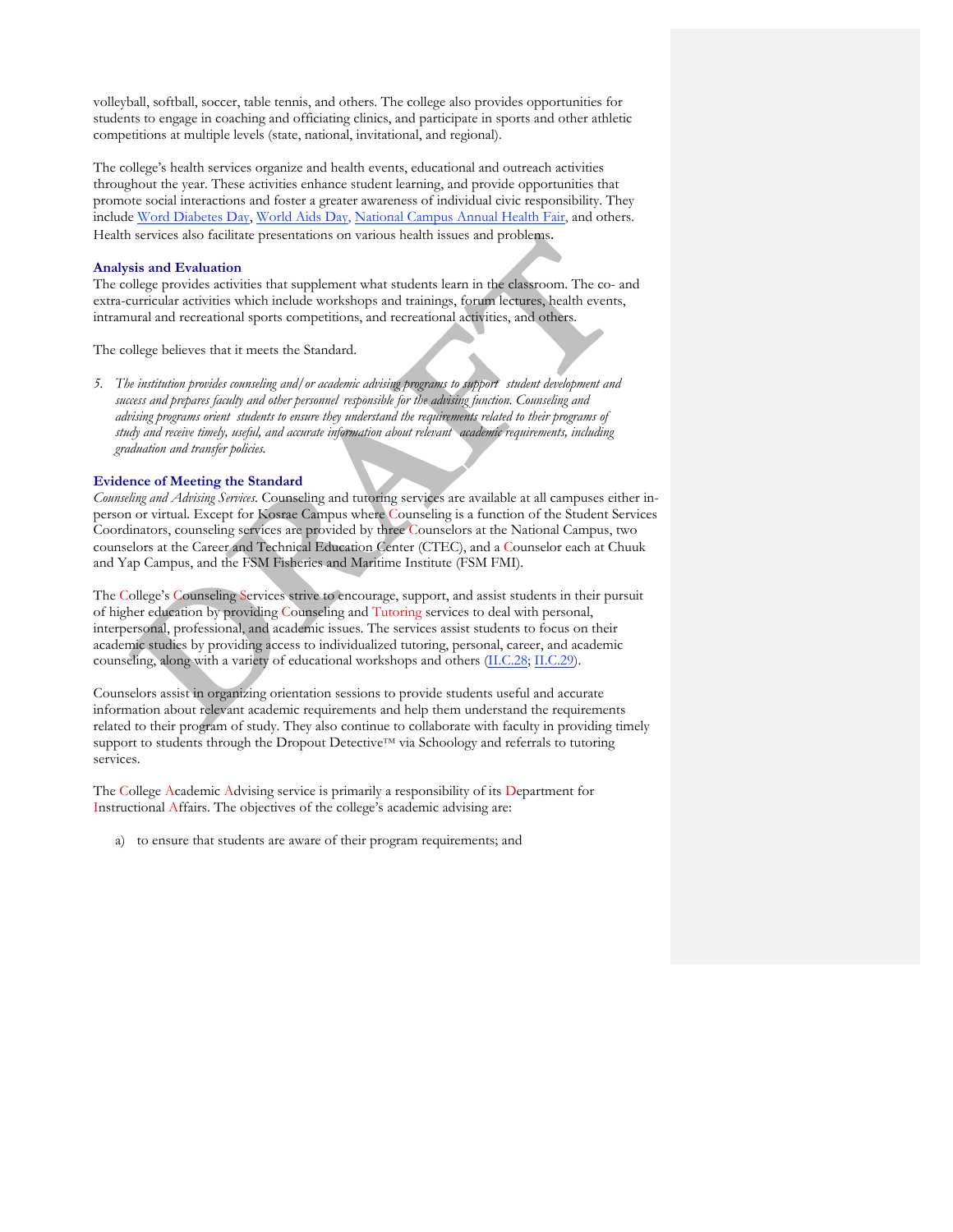volleyball, softball, soccer, table tennis, and others. The college also provides opportunities for students to engage in coaching and officiating clinics, and participate in sports and other athletic competitions at multiple levels (state, national, invitational, and regional).

The college's health services organize and health events, educational and outreach activities throughout the year. These activities enhance student learning, and provide opportunities that promote social interactions and foster a greater awareness of individual civic responsibility. They include Word Diabetes Day, World Aids Day, National Campus Annual Health Fair, and others. Health services also facilitate presentations on various health issues and problems.

### Analysis and Evaluation

The college provides activities that supplement what students learn in the classroom. The co- and extra-curricular activities which include workshops and trainings, forum lectures, health events, intramural and recreational sports competitions, and recreational activities, and others.

The college believes that it meets the Standard.

5. *The institution provides counseling and/or academic advising programs to support student development and success and prepares faculty and other personnel responsible for the advising function. Counseling and advising programs orient students to ensure they understand the requirements related to their programs of study and receive timely, useful, and accurate information about relevant academic requirements, including graduation and transfer policies.*

### Evidence of Meeting the Standard

*Counseling and Advising Services.* Counseling and tutoring services are available at all campuses either in-person or virtual. Except for Kosrae Campus where Counseling is a function of the Student Services Coordinators, counseling services are provided by three Counselors at the National Campus, two counselors at the Career and Technical Education Center (CTEC), and a Counselor each at Chuuk and Yap Campus, and the FSM Fisheries and Maritime Institute (FSM FMI).

The College's Counseling Services strive to encourage, support, and assist students in their pursuit of higher education by providing Counseling and Tutoring services to deal with personal, interpersonal, professional, and academic issues. The services assist students to focus on their academic studies by providing access to individualized tutoring, personal, career, and academic counseling, along with a variety of educational workshops and others (II.C.28; II.C.29).

Counselors assist in organizing orientation sessions to provide students useful and accurate information about relevant academic requirements and help them understand the requirements related to their program of study. They also continue to collaborate with faculty in providing timely support to students through the Dropout Detective™ via Schoology and referrals to tutoring services.

The College Academic Advising service is primarily a responsibility of its Department for Instructional Affairs. The objectives of the college's academic advising are:

a) to ensure that students are aware of their program requirements; and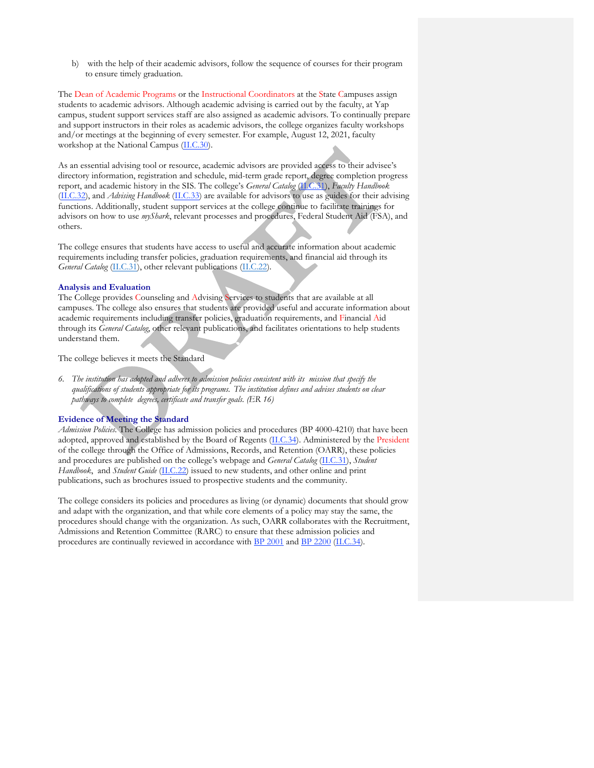b) with the help of their academic advisors, follow the sequence of courses for their program to ensure timely graduation.

The Dean of Academic Programs or the Instructional Coordinators at the State Campuses assign students to academic advisors. Although academic advising is carried out by the faculty, at Yap campus, student support services staff are also assigned as academic advisors. To continually prepare and support instructors in their roles as academic advisors, the college organizes faculty workshops and/or meetings at the beginning of every semester. For example, August 12, 2021, faculty workshop at the National Campus (II.C.30).

As an essential advising tool or resource, academic advisors are provided access to their advisee's directory information, registration and schedule, mid-term grade report, degree completion progress report, and academic history in the SIS. The college's *General Catalog* (II.C.31), *Faculty Handbook* (II.C.32), and *Advising Handbook* (II.C.33) are available for advisors to use as guides for their advising functions. Additionally, student support services at the college continue to facilitate trainings for advisors on how to use *myShark*, relevant processes and procedures, Federal Student Aid (FSA), and others.

The college ensures that students have access to useful and accurate information about academic requirements including transfer policies, graduation requirements, and financial aid through its *General Catalog* (II.C.31), other relevant publications (II.C.22).

### Analysis and Evaluation

The College provides Counseling and Advising Services to students that are available at all campuses. The college also ensures that students are provided useful and accurate information about academic requirements including transfer policies, graduation requirements, and Financial Aid through its *General Catalog*, other relevant publications, and facilitates orientations to help students understand them.

The college believes it meets the Standard

6. *The institution has adopted and adheres to admission policies consistent with its mission that specify the qualifications of students appropriate for its programs. The institution defines and advises students on clear pathways to complete degrees, certificate and transfer goals. (ER 16)*

### Evidence of Meeting the Standard

*Admission Policies.* The College has admission policies and procedures (BP 4000-4210) that have been adopted, approved and established by the Board of Regents (II.C.34). Administered by the President of the college through the Office of Admissions, Records, and Retention (OARR), these policies and procedures are published on the college's webpage and *General Catalog* (II.C.31), *Student Handbook*, and *Student Guide* (II.C.22) issued to new students, and other online and print publications, such as brochures issued to prospective students and the community.

The college considers its policies and procedures as living (or dynamic) documents that should grow and adapt with the organization, and that while core elements of a policy may stay the same, the procedures should change with the organization. As such, OARR collaborates with the Recruitment, Admissions and Retention Committee (RARC) to ensure that these admission policies and procedures are continually reviewed in accordance with BP 2001 and BP 2200 (II.C.34).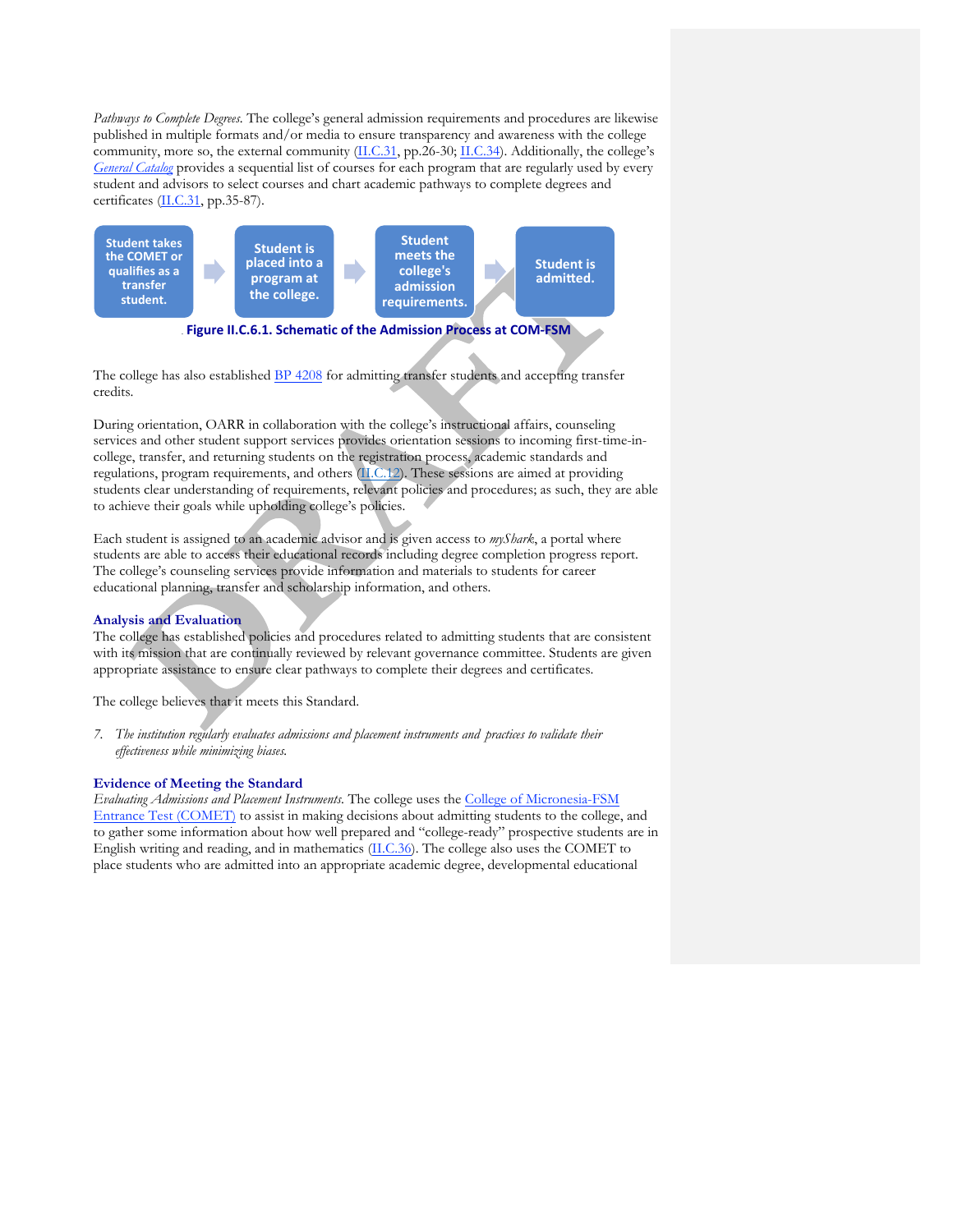*Pathways to Complete Degrees*. The college's general admission requirements and procedures are likewise published in multiple formats and/or media to ensure transparency and awareness with the college community, more so, the external community (II.C.31, pp.26-30; II.C.34). Additionally, the college's *General Catalog* provides a sequential list of courses for each program that are regularly used by every student and advisors to select courses and chart academic pathways to complete degrees and certificates (II.C.31, pp.35-87).

Student takes the COMET or qualifies as a transfer student. → Student is placed into a program at the college. → Student meets the college's admission requirements. → Student is admitted.

**Figure II.C.6.1. Schematic of the Admission Process at COM-FSM**

The college has also established BP 4208 for admitting transfer students and accepting transfer credits.

During orientation, OARR in collaboration with the college's instructional affairs, counseling services and other student support services provides orientation sessions to incoming first-time-in-college, transfer, and returning students on the registration process, academic standards and regulations, program requirements, and others (II.C.12). These sessions are aimed at providing students clear understanding of requirements, relevant policies and procedures; as such, they are able to achieve their goals while upholding college's policies.

Each student is assigned to an academic advisor and is given access to *myShark*, a portal where students are able to access their educational records including degree completion progress report. The college's counseling services provide information and materials to students for career educational planning, transfer and scholarship information, and others.

### Analysis and Evaluation

The college has established policies and procedures related to admitting students that are consistent with its mission that are continually reviewed by relevant governance committee. Students are given appropriate assistance to ensure clear pathways to complete their degrees and certificates.

The college believes that it meets this Standard.

7. *The institution regularly evaluates admissions and placement instruments and practices to validate their effectiveness while minimizing biases.*

### Evidence of Meeting the Standard

*Evaluating Admissions and Placement Instruments*. The college uses the College of Micronesia-FSM Entrance Test (COMET) to assist in making decisions about admitting students to the college, and to gather some information about how well prepared and "college-ready" prospective students are in English writing and reading, and in mathematics (II.C.36). The college also uses the COMET to place students who are admitted into an appropriate academic degree, developmental educational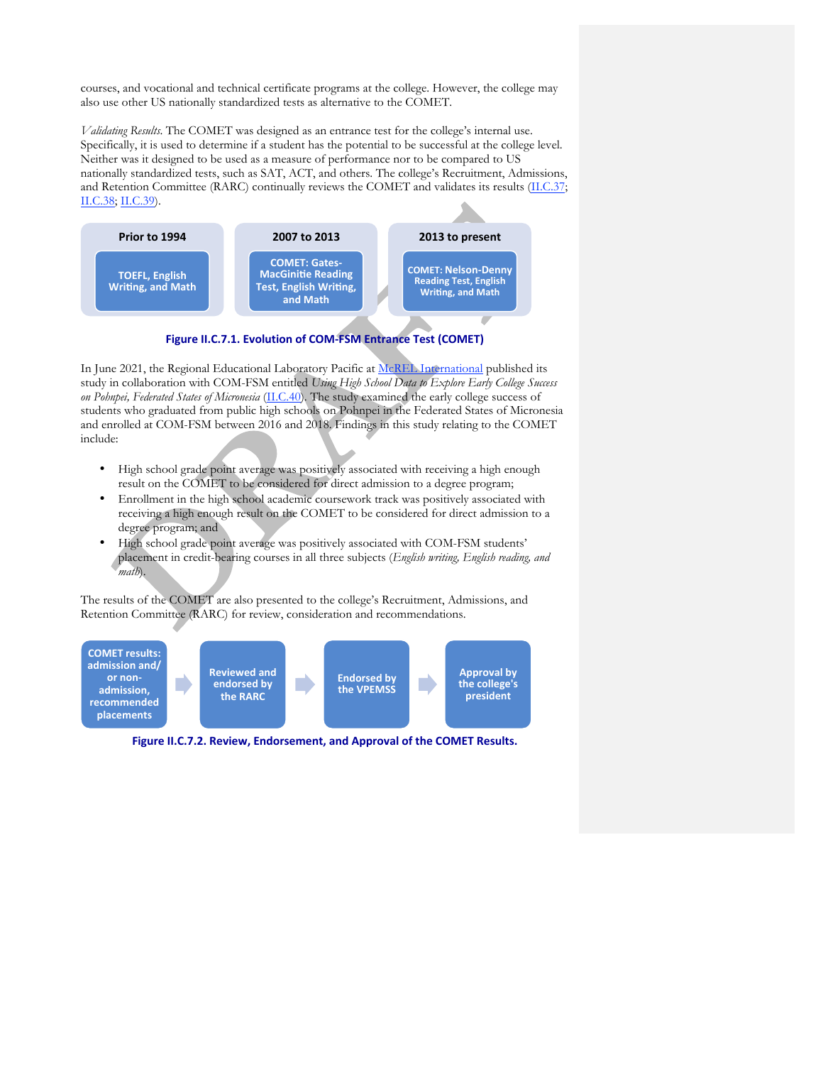courses, and vocational and technical certificate programs at the college. However, the college may also use other US nationally standardized tests as alternative to the COMET.

*Validating Results.* The COMET was designed as an entrance test for the college's internal use. Specifically, it is used to determine if a student has the potential to be successful at the college level. Neither was it designed to be used as a measure of performance nor to be compared to US nationally standardized tests, such as SAT, ACT, and others. The college's Recruitment, Admissions, and Retention Committee (RARC) continually reviews the COMET and validates its results (II.C.37; II.C.38; II.C.39).

| Prior to 1994 | 2007 to 2013 | 2013 to present |
| --- | --- | --- |
| TOEFL, English Writing, and Math | COMET: Gates-MacGinitie Reading Test, English Writing, and Math | COMET: Nelson-Denny Reading Test, English Writing, and Math |

**Figure II.C.7.1. Evolution of COM-FSM Entrance Test (COMET)**

In June 2021, the Regional Educational Laboratory Pacific at McREL International published its study in collaboration with COM-FSM entitled *Using High School Data to Explore Early College Success on Pohnpei, Federated States of Micronesia* (II.C.40). The study examined the early college success of students who graduated from public high schools on Pohnpei in the Federated States of Micronesia and enrolled at COM-FSM between 2016 and 2018. Findings in this study relating to the COMET include:

- High school grade point average was positively associated with receiving a high enough result on the COMET to be considered for direct admission to a degree program;
- Enrollment in the high school academic coursework track was positively associated with receiving a high enough result on the COMET to be considered for direct admission to a degree program; and
- High school grade point average was positively associated with COM-FSM students' placement in credit-bearing courses in all three subjects (*English writing, English reading, and math*).

The results of the COMET are also presented to the college's Recruitment, Admissions, and Retention Committee (RARC) for review, consideration and recommendations.

COMET results: admission and/or non-admission, recommended placements → Reviewed and endorsed by the RARC → Endorsed by the VPEMSS → Approval by the college's president

**Figure II.C.7.2. Review, Endorsement, and Approval of the COMET Results.**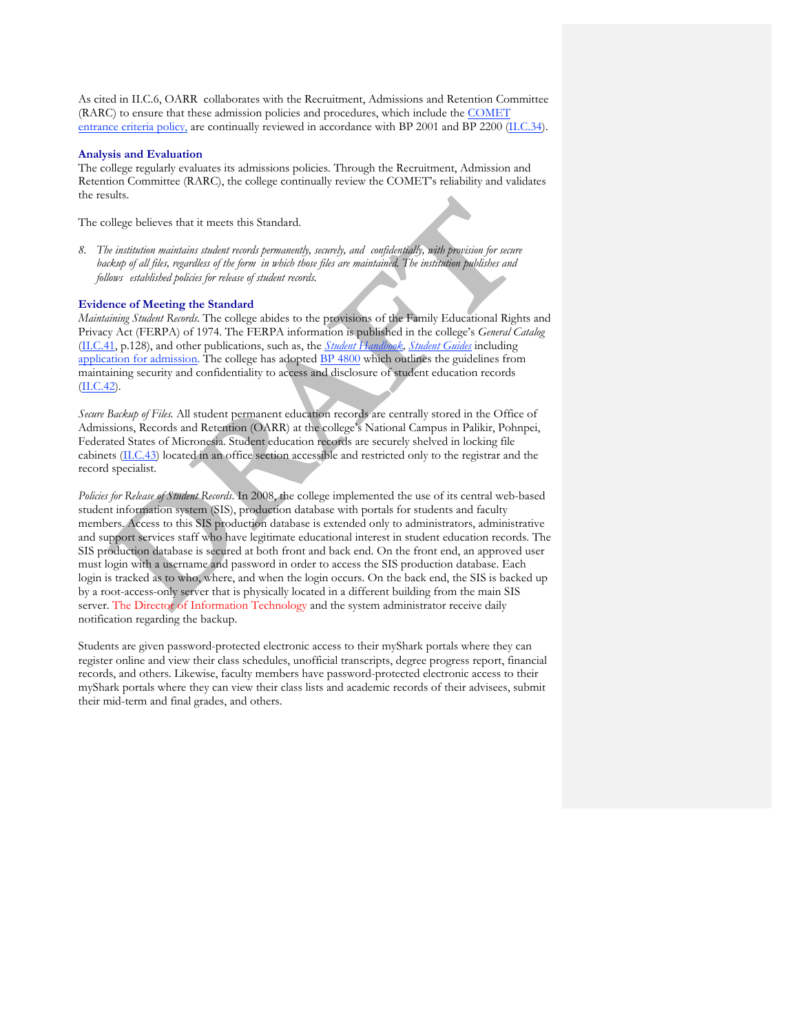As cited in II.C.6, OARR collaborates with the Recruitment, Admissions and Retention Committee (RARC) to ensure that these admission policies and procedures, which include the COMET entrance criteria policy, are continually reviewed in accordance with BP 2001 and BP 2200 (II.C.34).

### Analysis and Evaluation

The college regularly evaluates its admissions policies. Through the Recruitment, Admission and Retention Committee (RARC), the college continually review the COMET's reliability and validates the results.

The college believes that it meets this Standard.

8. *The institution maintains student records permanently, securely, and confidentially, with provision for secure backup of all files, regardless of the form in which those files are maintained. The institution publishes and follows established policies for release of student records.*

### Evidence of Meeting the Standard

*Maintaining Student Records.* The college abides to the provisions of the Family Educational Rights and Privacy Act (FERPA) of 1974. The FERPA information is published in the college's *General Catalog* (II.C.41, p.128), and other publications, such as, the *Student Handbook*, *Student Guides* including application for admission. The college has adopted BP 4800 which outlines the guidelines from maintaining security and confidentiality to access and disclosure of student education records (II.C.42).

*Secure Backup of Files.* All student permanent education records are centrally stored in the Office of Admissions, Records and Retention (OARR) at the college's National Campus in Palikir, Pohnpei, Federated States of Micronesia. Student education records are securely shelved in locking file cabinets (II.C.43) located in an office section accessible and restricted only to the registrar and the record specialist.

*Policies for Release of Student Records.* In 2008, the college implemented the use of its central web-based student information system (SIS), production database with portals for students and faculty members. Access to this SIS production database is extended only to administrators, administrative and support services staff who have legitimate educational interest in student education records. The SIS production database is secured at both front and back end. On the front end, an approved user must login with a username and password in order to access the SIS production database. Each login is tracked as to who, where, and when the login occurs. On the back end, the SIS is backed up by a root-access-only server that is physically located in a different building from the main SIS server. The Director of Information Technology and the system administrator receive daily notification regarding the backup.

Students are given password-protected electronic access to their myShark portals where they can register online and view their class schedules, unofficial transcripts, degree progress report, financial records, and others. Likewise, faculty members have password-protected electronic access to their myShark portals where they can view their class lists and academic records of their advisees, submit their mid-term and final grades, and others.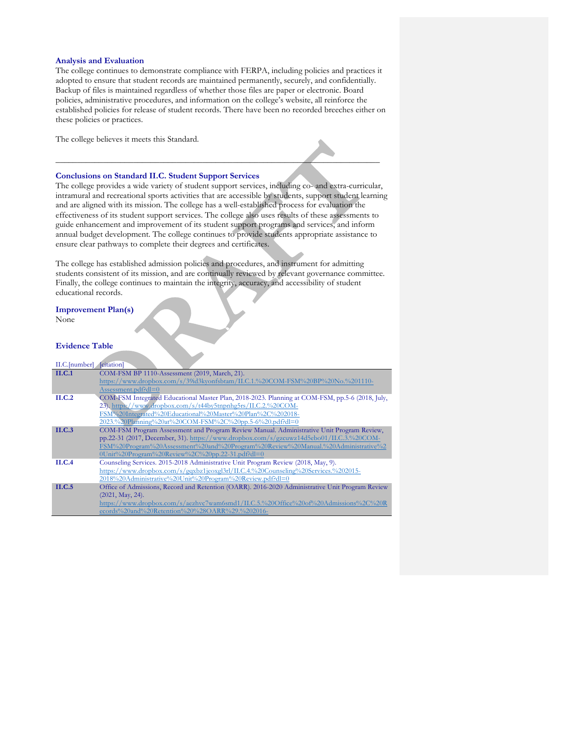### Analysis and Evaluation

The college continues to demonstrate compliance with FERPA, including policies and practices it adopted to ensure that student records are maintained permanently, securely, and confidentially. Backup of files is maintained regardless of whether those files are paper or electronic. Board policies, administrative procedures, and information on the college's website, all reinforce the established policies for release of student records. There have been no recorded breeches either on these policies or practices.

The college believes it meets this Standard.

---

### Conclusions on Standard II.C. Student Support Services

The college provides a wide variety of student support services, including co- and extra-curricular, intramural and recreational sports activities that are accessible by students, support student learning and are aligned with its mission. The college has a well-established process for evaluation the effectiveness of its student support services. The college also uses results of these assessments to guide enhancement and improvement of its student support programs and services, and inform annual budget development. The college continues to provide students appropriate assistance to ensure clear pathways to complete their degrees and certificates.

The college has established admission policies and procedures, and instrument for admitting students consistent of its mission, and are continually reviewed by relevant governance committee. Finally, the college continues to maintain the integrity, accuracy, and accessibility of student educational records.

### Improvement Plan(s)

None

### Evidence Table

| II.C.[number] | [citation] |
|---|---|
| **II.C.1** | COM-FSM BP 1110-Assessment (2019, March, 21). https://www.dropbox.com/s/39id3kyonfsbtam/II.C.1.%20COM-FSM%20BP%20No.%201110-Assessment.pdf?dl=0 |
| **II.C.2** | COM-FSM Integrated Educational Master Plan, 2018-2023. Planning at COM-FSM, pp.5-6 (2018, July, 23). https://www.dropbox.com/s/t44by5tnpnhg5rs/II.C.2.%20COM-FSM%20Integrated%20Educational%20Master%20Plan%2C%202018-2023.%20Planning%20at%20COM-FSM%2C%20pp.5-6%20.pdf?dl=0 |
| **II.C.3** | COM-FSM Program Assessment and Program Review Manual. Administrative Unit Program Review, pp.22-31 (2017, December, 31). https://www.dropbox.com/s/gzcuwz14d5ebo01/II.C.3.%20COM-FSM%20Program%20Assessment%20and%20Program%20Review%20Manual.%20Administrative%20Unit%20Program%20Review%2C%20pp.22-31.pdf?dl=0 |
| **II.C.4** | Counseling Services. 2015-2018 Administrative Unit Program Review (2018, May, 9). https://www.dropbox.com/s/gqxbz1jeoxgl3rl/II.C.4.%20Counseling%20Services.%202015-2018%20Administrative%20Unit%20Program%20Review.pdf?dl=0 |
| **II.C.5** | Office of Admissions, Record and Retention (OARR). 2016-2020 Administrative Unit Program Review (2021, May, 24). https://www.dropbox.com/s/aezhvc7wam6smd1/II.C.5.%20Office%20of%20Admissions%2C%20Records%20and%20Retention%20%28OARR%29.%202016- |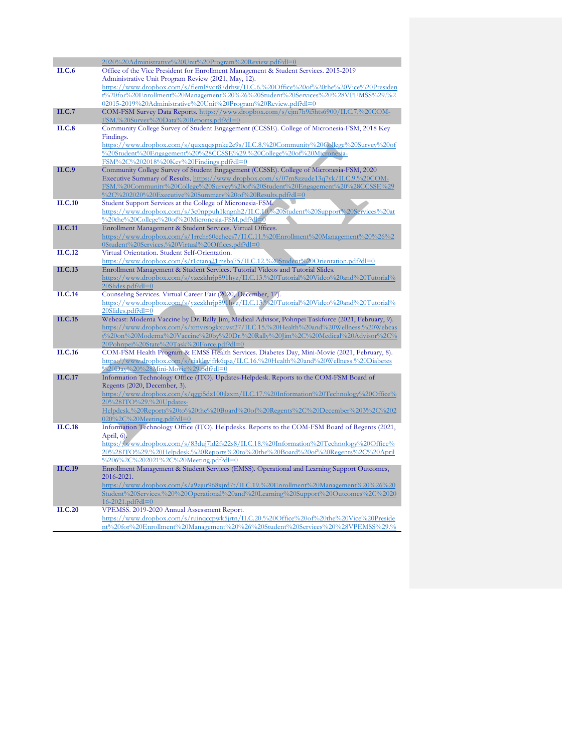| | |
|---|---|
| | 2020%20Administrative%20Unit%20Program%20Review.pdf?dl=0 |
| **II.C.6** | Office of the Vice President for Enrollment Management & Student Services. 2015-2019 Administrative Unit Program Review (2021, May, 12). https://www.dropbox.com/s/fieml8vqt87drhw/II.C.6.%20Office%20of%20the%20Vice%20President%20for%20Enrollment%20Management%20%26%20Student%20Services%20%28VPEMSS%29.%202015-2019%20Administrative%20Unit%20Program%20Review.pdf?dl=0 |
| **II.C.7** | COM-FSM Survey Data Reports. https://www.dropbox.com/s/cjm7h9i5hts6900/II.C.7.%20COM-FSM.%20Survey%20Data%20Reports.pdf?dl=0 |
| **II.C.8** | Community College Survey of Student Engagement (CCSSE). College of Micronesia-FSM, 2018 Key Findings. https://www.dropbox.com/s/quxxqqspnke2e9s/II.C.8.%20Community%20College%20Survey%20of%20Student%20Engagement%20%28CCSSE%29.%20College%20of%20Micronesia-FSM%2C%202018%20Key%20Findings.pdf?dl=0 |
| **II.C.9** | Community College Survey of Student Engagement (CCSSE). College of Micronesia-FSM, 2020 Executive Summary of Results. https://www.dropbox.com/s/07m8zzude13q7yk/II.C.9.%20COM-FSM.%20Community%20College%20Survey%20of%20Student%20Engagement%20%28CCSSE%29%2C%202020%20Executive%20Summary%20of%20Results.pdf?dl=0 |
| **II.C.10** | Student Support Services at the College of Micronesia-FSM. https://www.dropbox.com/s/3c0nppuh1kngnh2/II.C.10.%20Student%20Support%20Services%20at%20the%20College%20of%20Micronesia-FSM.pdf?dl=0 |
| **II.C.11** | Enrollment Management & Student Services. Virtual Offices. https://www.dropbox.com/s/1rrchr60cchecs7/II.C.11.%20Enrollment%20Management%20%26%20Student%20Services.%20Virtual%20Offices.pdf?dl=0 |
| **II.C.12** | Virtual Orientation. Student Self-Orientation. https://www.dropbox.com/s/t1ctana21msba75/II.C.12.%20Student%20Orientation.pdf?dl=0 |
| **II.C.13** | Enrollment Management & Student Services. Tutorial Videos and Tutorial Slides. https://www.dropbox.com/s/yzezkhrjp891hyz/II.C.13.%20Tutorial%20Video%20and%20Tutorial%20Slides.pdf?dl=0 |
| **II.C.14** | Counseling Services. Virtual Career Fair (2020, December, 17). https://www.dropbox.com/s/yzezkhrjp891hyz/II.C.13.%20Tutorial%20Video%20and%20Tutorial%20Slides.pdf?dl=0 |
| **II.C.15** | Webcast: Moderna Vaccine by Dr. Rally Jim, Medical Advisor, Pohnpei Taskforce (2021, February, 9). https://www.dropbox.com/s/xmvrsogkxuvst27/II.C.15.%20Health%20and%20Wellness.%20Webcast%20on%20Moderna%20Vaccine%20by%20Dr.%20Rally%20Jim%2C%20Medical%20Advisor%2C%20Pohnpei%20State%20Task%20Force.pdf?dl=0 |
| **II.C.16** | COM-FSM Health Program & EMSS Health Services. Diabetes Day, Mini-Movie (2021, February, 8). https://www.dropbox.com/s/ciaklcvjfrk6qsa/II.C.16.%20Health%20and%20Wellness.%20Diabetes%20Day%20%28Mini-Movie%29.pdf?dl=0 |
| **II.C.17** | Information Technology Office (ITO). Updates-Helpdesk. Reports to the COM-FSM Board of Regents (2020, December, 3). https://www.dropbox.com/s/qggi5dz100jlzxm/II.C.17.%20Information%20Technology%20Office%20%28ITO%29.%20Updates-Helpdesk.%20Reports%20to%20the%20Board%20of%20Regents%2C%20December%203%2C%202020%2C%20Meeting.pdf?dl=0 |
| **II.C.18** | Information Technology Office (ITO). Helpdesks. Reports to the COM-FSM Board of Regents (2021, April, 6). https://www.dropbox.com/s/83duj7ld2fs22s8/II.C.18.%20Information%20Technology%20Office%20%28ITO%29.%20Helpdesk.%20Reports%20to%20the%20Board%20of%20Regents%2C%20April%206%2C%202021%2C%20Meeting.pdf?dl=0 |
| **II.C.19** | Enrollment Management & Student Services (EMSS). Operational and Learning Support Outcomes, 2016-2021. https://www.dropbox.com/s/a9zjur968xjrd7t/II.C.19.%20Enrollment%20Management%20%26%20Student%20Services.%20%20Operational%20and%20Learning%20Support%20Outcomes%2C%202016-2021.pdf?dl=0 |
| **II.C.20** | VPEMSS. 2019-2020 Annual Assessment Report. https://www.dropbox.com/s/ruinqcpwk5jrtn/II.C.20.%20Office%20of%20the%20Vice%20President%20for%20Enrollment%20Management%20%26%20Student%20Services%20%28VPEMSS%29.% |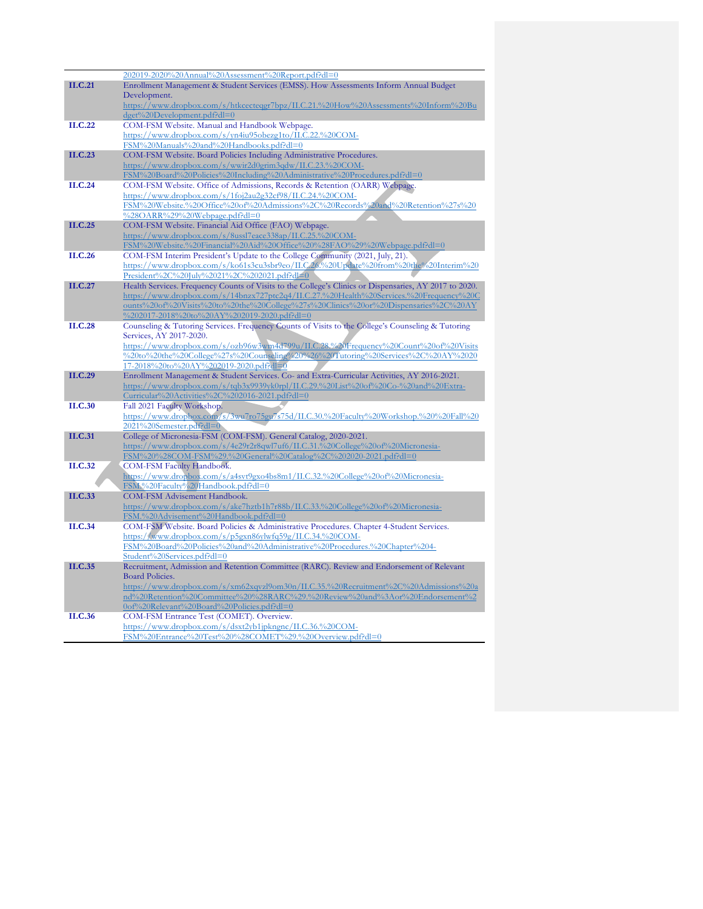| | |
|---|---|
| | 202019-2020%20Annual%20Assessment%20Report.pdf?dl=0 |
| **II.C.21** | Enrollment Management & Student Services (EMSS). How Assessments Inform Annual Budget Development. https://www.dropbox.com/s/htkcecteqgr7bpz/II.C.21.%20How%20Assessments%20Inform%20Budget%20Development.pdf?dl=0 |
| **II.C.22** | COM-FSM Website. Manual and Handbook Webpage. https://www.dropbox.com/s/yn4iu95obezg1to/II.C.22.%20COM-FSM%20Manuals%20and%20Handbooks.pdf?dl=0 |
| **II.C.23** | COM-FSM Website. Board Policies Including Administrative Procedures. https://www.dropbox.com/s/wwir2d0grim3qdw/II.C.23.%20COM-FSM%20Board%20Policies%20Including%20Administrative%20Procedures.pdf?dl=0 |
| **II.C.24** | COM-FSM Website. Office of Admissions, Records & Retention (OARR) Webpage. https://www.dropbox.com/s/1foj2au2g32cf98/II.C.24.%20COM-FSM%20Website.%20Office%20of%20Admissions%2C%20Records%20and%20Retention%27s%20%28OARR%29%20Webpage.pdf?dl=0 |
| **II.C.25** | COM-FSM Website. Financial Aid Office (FAO) Webpage. https://www.dropbox.com/s/8ussl7eace338ap/II.C.25.%20COM-FSM%20Website.%20Financial%20Aid%20Office%20%28FAO%29%20Webpage.pdf?dl=0 |
| **II.C.26** | COM-FSM Interim President's Update to the College Community (2021, July, 21). https://www.dropbox.com/s/ko61s3cu3sbr9eo/II.C.26.%20Update%20from%20the%20Interim%20President%2C%20July%2021%2C%202021.pdf?dl=0 |
| **II.C.27** | Health Services. Frequency Counts of Visits to the College's Clinics or Dispensaries, AY 2017 to 2020. https://www.dropbox.com/s/14bnzx727ptc2q4/II.C.27.%20Health%20Services.%20Frequency%20Counts%20of%20Visits%20to%20the%20College%27s%20Clinics%20or%20Dispensaries%2C%20AY%202017-2018%20to%20AY%202019-2020.pdf?dl=0 |
| **II.C.28** | Counseling & Tutoring Services. Frequency Counts of Visits to the College's Counseling & Tutoring Services, AY 2017-2020. https://www.dropbox.com/s/ozb96w3wm4d799u/II.C.28.%20Frequency%20Count%20of%20Visits%20to%20the%20College%27s%20Counseling%20%26%20Tutoring%20Services%2C%20AY%202017-2018%20to%20AY%202019-2020.pdf?dl=0 |
| **II.C.29** | Enrollment Management & Student Services. Co- and Extra-Curricular Activities, AY 2016-2021. https://www.dropbox.com/s/tqb3x9939vk0rpl/II.C.29.%20List%20of%20Co-%20and%20Extra-Curricular%20Activities%2C%202016-2021.pdf?dl=0 |
| **II.C.30** | Fall 2021 Faculty Workshop. https://www.dropbox.com/s/3wu7ro75gu7s75d/II.C.30.%20Faculty%20Workshop.%20%20Fall%202021%20Semester.pdf?dl=0 |
| **II.C.31** | College of Micronesia-FSM (COM-FSM). General Catalog, 2020-2021. https://www.dropbox.com/s/4e29r2r8qwl7uf6/II.C.31.%20College%20of%20Micronesia-FSM%20%28COM-FSM%29.%20General%20Catalog%2C%202020-2021.pdf?dl=0 |
| **II.C.32** | COM-FSM Faculty Handbook. https://www.dropbox.com/s/a4svt9gxo4bs8m1/II.C.32.%20College%20of%20Micronesia-FSM.%20Faculty%20Handbook.pdf?dl=0 |
| **II.C.33** | COM-FSM Advisement Handbook. https://www.dropbox.com/s/ake7hztb1h7r88b/II.C.33.%20College%20of%20Micronesia-FSM.%20Advisement%20Handbook.pdf?dl=0 |
| **II.C.34** | COM-FSM Website. Board Policies & Administrative Procedures. Chapter 4-Student Services. https://www.dropbox.com/s/p5gxn86ylwfq59g/II.C.34.%20COM-FSM%20Board%20Policies%20and%20Administrative%20Procedures.%20Chapter%204-Student%20Services.pdf?dl=0 |
| **II.C.35** | Recruitment, Admission and Retention Committee (RARC). Review and Endorsement of Relevant Board Policies. https://www.dropbox.com/s/xm62xqvzl9om30n/II.C.35.%20Recruitment%2C%20Admissions%20and%20Retention%20Committee%20%28RARC%29.%20Review%20and%3Aor%20Endorsement%20of%20Relevant%20Board%20Policies.pdf?dl=0 |
| **II.C.36** | COM-FSM Entrance Test (COMET). Overview. https://www.dropbox.com/s/dsxt2yb1jpkngnc/II.C.36.%20COM-FSM%20Entrance%20Test%20%28COMET%29.%20Overview.pdf?dl=0 |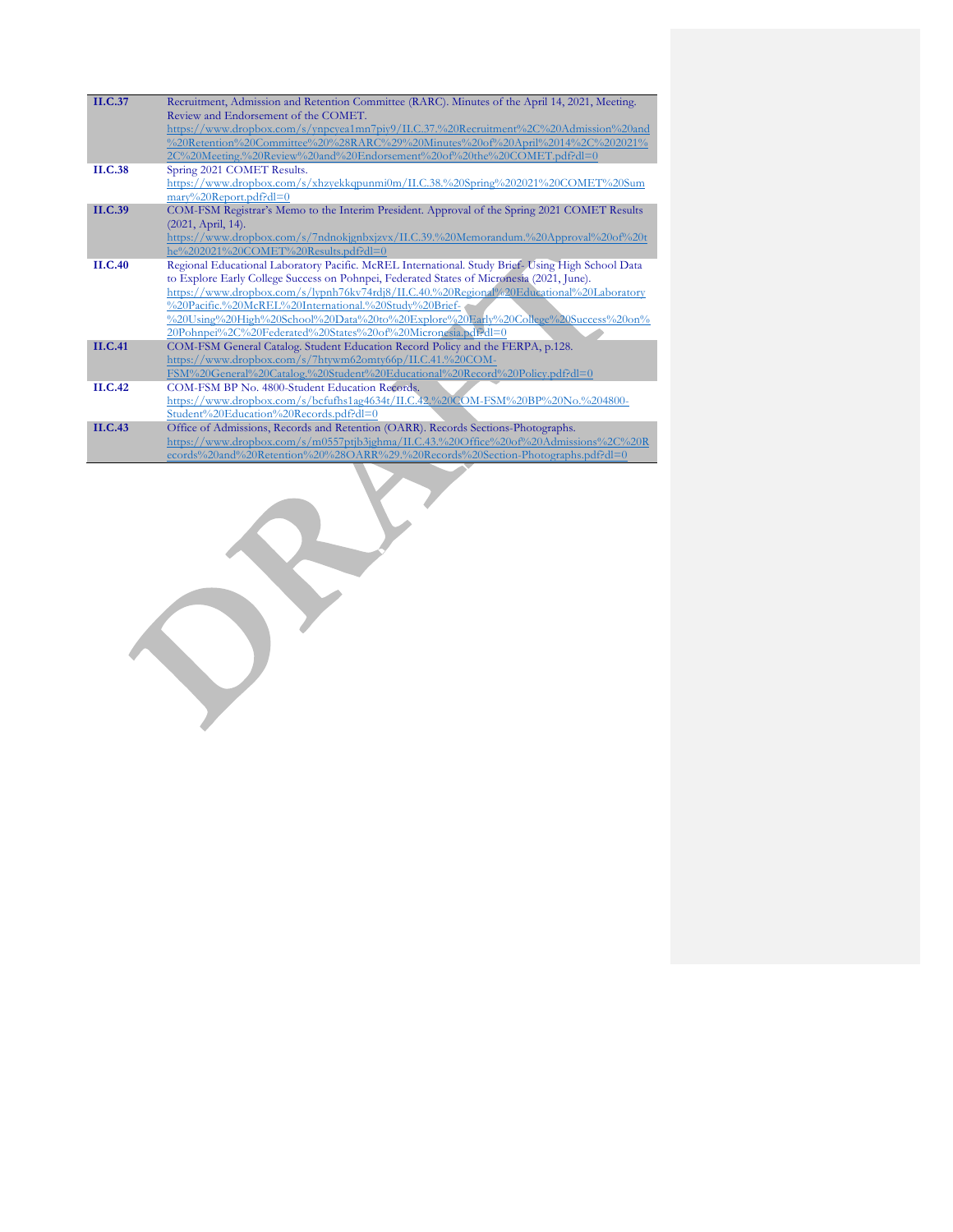| | |
|---|---|
| **II.C.37** | Recruitment, Admission and Retention Committee (RARC). Minutes of the April 14, 2021, Meeting. Review and Endorsement of the COMET. https://www.dropbox.com/s/ynpcyea1mn7piy9/II.C.37.%20Recruitment%2C%20Admission%20and%20Retention%20Committee%20%28RARC%29%20Minutes%20of%20April%2014%2C%202021%2C%20Meeting.%20Review%20and%20Endorsement%20of%20the%20COMET.pdf?dl=0 |
| **II.C.38** | Spring 2021 COMET Results. https://www.dropbox.com/s/xhzyekkqpunmi0m/II.C.38.%20Spring%202021%20COMET%20Summary%20Report.pdf?dl=0 |
| **II.C.39** | COM-FSM Registrar's Memo to the Interim President. Approval of the Spring 2021 COMET Results (2021, April, 14). https://www.dropbox.com/s/7ndnokjgnbxjzvx/II.C.39.%20Memorandum.%20Approval%20of%20the%202021%20COMET%20Results.pdf?dl=0 |
| **II.C.40** | Regional Educational Laboratory Pacific. McREL International. Study Brief- Using High School Data to Explore Early College Success on Pohnpei, Federated States of Micronesia (2021, June). https://www.dropbox.com/s/lypnh76kv74rdj8/II.C.40.%20Regional%20Educational%20Laboratory%20Pacific.%20McREL%20International.%20Study%20Brief-%20Using%20High%20School%20Data%20to%20Explore%20Early%20College%20Success%20on%20Pohnpei%2C%20Federated%20States%20of%20Micronesia.pdf?dl=0 |
| **II.C.41** | COM-FSM General Catalog. Student Education Record Policy and the FERPA, p.128. https://www.dropbox.com/s/7htywm62omty66p/II.C.41.%20COM-FSM%20General%20Catalog.%20Student%20Educational%20Record%20Policy.pdf?dl=0 |
| **II.C.42** | COM-FSM BP No. 4800-Student Education Records. https://www.dropbox.com/s/bcfufhs1ag4634t/II.C.42.%20COM-FSM%20BP%20No.%204800-Student%20Education%20Records.pdf?dl=0 |
| **II.C.43** | Office of Admissions, Records and Retention (OARR). Records Sections-Photographs. https://www.dropbox.com/s/m0557ptjb3jghma/II.C.43.%20Office%20of%20Admissions%2C%20Records%20and%20Retention%20%28OARR%29.%20Records%20Section-Photographs.pdf?dl=0 |